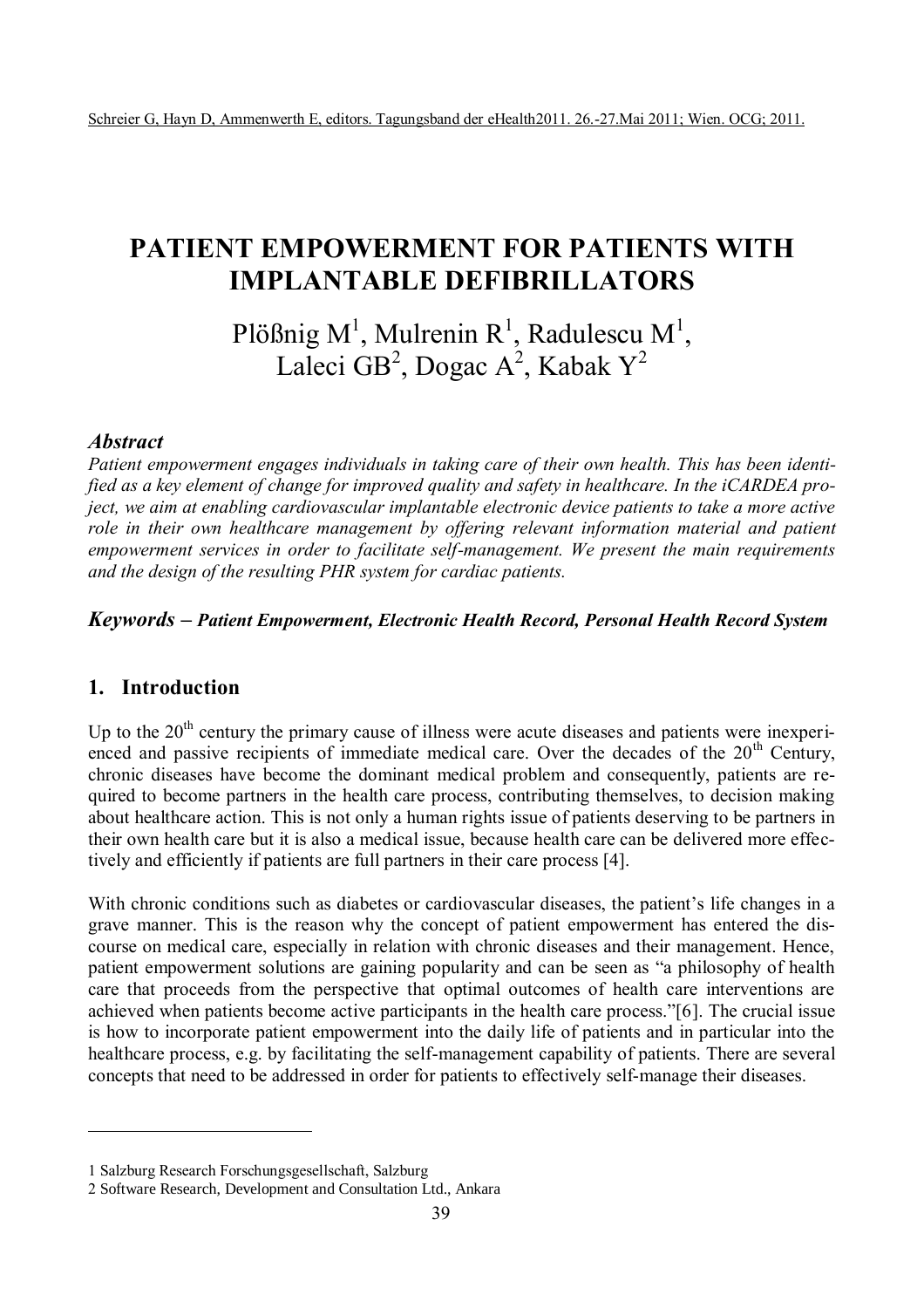Schreier G, Hayn D, Ammenwerth E, editors. Tagungsband der eHealth2011. 26.-27.Mai 2011; Wien. OCG; 2011.

# PATIENT EMPOWERMENT FOR PATIENTS WITH IMPLANTABLE DEFIBRILLATORS

Plößnig M[1], Mulrenin R[1], Radulescu M[1], Laleci GB[2], Dogac A[2], Kabak Y[2]

### *Abstract*

*Patient empowerment engages individuals in taking care of their own health. This has been identified as a key element of change for improved quality and safety in healthcare. In the iCARDEA project, we aim at enabling cardiovascular implantable electronic device patients to take a more active role in their own healthcare management by offering relevant information material and patient empowerment services in order to facilitate self-management. We present the main requirements and the design of the resulting PHR system for cardiac patients.*

***Keywords – Patient Empowerment, Electronic Health Record, Personal Health Record System***

## 1. Introduction

Up to the 20th century the primary cause of illness were acute diseases and patients were inexperienced and passive recipients of immediate medical care. Over the decades of the 20th Century, chronic diseases have become the dominant medical problem and consequently, patients are required to become partners in the health care process, contributing themselves, to decision making about healthcare action. This is not only a human rights issue of patients deserving to be partners in their own health care but it is also a medical issue, because health care can be delivered more effectively and efficiently if patients are full partners in their care process [4].

With chronic conditions such as diabetes or cardiovascular diseases, the patient's life changes in a grave manner. This is the reason why the concept of patient empowerment has entered the discourse on medical care, especially in relation with chronic diseases and their management. Hence, patient empowerment solutions are gaining popularity and can be seen as "a philosophy of health care that proceeds from the perspective that optimal outcomes of health care interventions are achieved when patients become active participants in the health care process."[6]. The crucial issue is how to incorporate patient empowerment into the daily life of patients and in particular into the healthcare process, e.g. by facilitating the self-management capability of patients. There are several concepts that need to be addressed in order for patients to effectively self-manage their diseases.

---

1 Salzburg Research Forschungsgesellschaft, Salzburg

2 Software Research, Development and Consultation Ltd., Ankara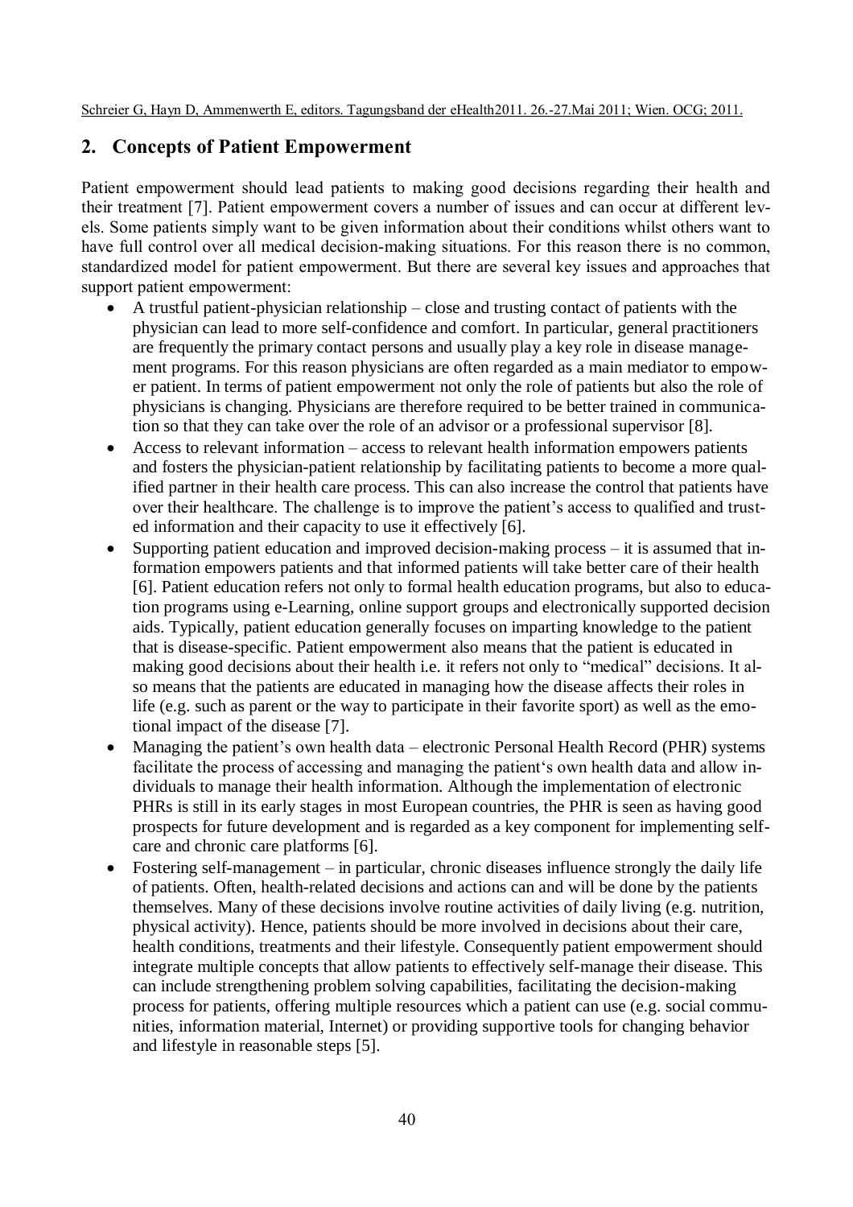## 2. Concepts of Patient Empowerment

Patient empowerment should lead patients to making good decisions regarding their health and their treatment [7]. Patient empowerment covers a number of issues and can occur at different levels. Some patients simply want to be given information about their conditions whilst others want to have full control over all medical decision-making situations. For this reason there is no common, standardized model for patient empowerment. But there are several key issues and approaches that support patient empowerment:

- A trustful patient-physician relationship – close and trusting contact of patients with the physician can lead to more self-confidence and comfort. In particular, general practitioners are frequently the primary contact persons and usually play a key role in disease management programs. For this reason physicians are often regarded as a main mediator to empower patient. In terms of patient empowerment not only the role of patients but also the role of physicians is changing. Physicians are therefore required to be better trained in communication so that they can take over the role of an advisor or a professional supervisor [8].
- Access to relevant information – access to relevant health information empowers patients and fosters the physician-patient relationship by facilitating patients to become a more qualified partner in their health care process. This can also increase the control that patients have over their healthcare. The challenge is to improve the patient's access to qualified and trusted information and their capacity to use it effectively [6].
- Supporting patient education and improved decision-making process – it is assumed that information empowers patients and that informed patients will take better care of their health [6]. Patient education refers not only to formal health education programs, but also to education programs using e-Learning, online support groups and electronically supported decision aids. Typically, patient education generally focuses on imparting knowledge to the patient that is disease-specific. Patient empowerment also means that the patient is educated in making good decisions about their health i.e. it refers not only to "medical" decisions. It also means that the patients are educated in managing how the disease affects their roles in life (e.g. such as parent or the way to participate in their favorite sport) as well as the emotional impact of the disease [7].
- Managing the patient's own health data – electronic Personal Health Record (PHR) systems facilitate the process of accessing and managing the patient's own health data and allow individuals to manage their health information. Although the implementation of electronic PHRs is still in its early stages in most European countries, the PHR is seen as having good prospects for future development and is regarded as a key component for implementing self-care and chronic care platforms [6].
- Fostering self-management – in particular, chronic diseases influence strongly the daily life of patients. Often, health-related decisions and actions can and will be done by the patients themselves. Many of these decisions involve routine activities of daily living (e.g. nutrition, physical activity). Hence, patients should be more involved in decisions about their care, health conditions, treatments and their lifestyle. Consequently patient empowerment should integrate multiple concepts that allow patients to effectively self-manage their disease. This can include strengthening problem solving capabilities, facilitating the decision-making process for patients, offering multiple resources which a patient can use (e.g. social communities, information material, Internet) or providing supportive tools for changing behavior and lifestyle in reasonable steps [5].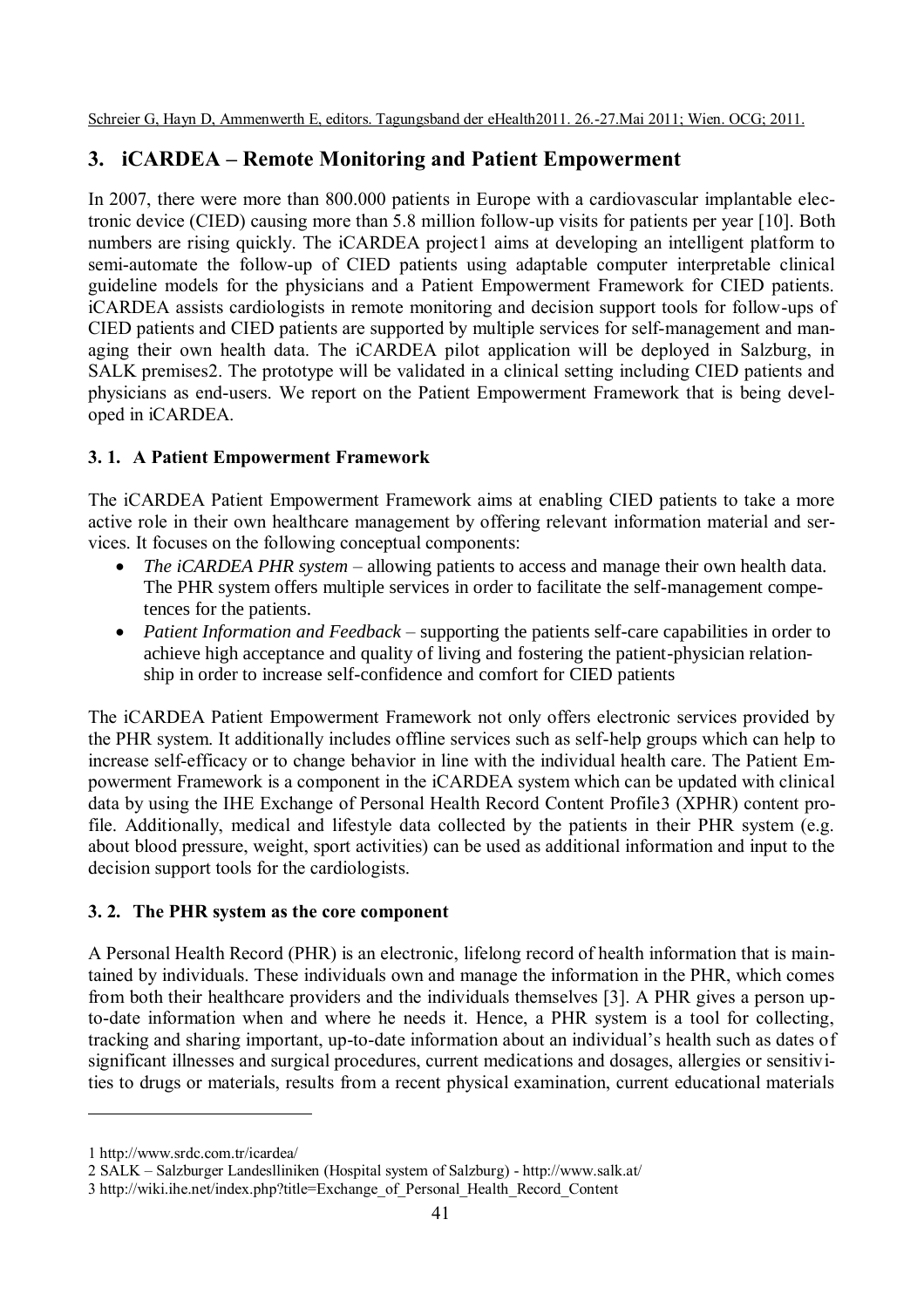## 3. iCARDEA – Remote Monitoring and Patient Empowerment

In 2007, there were more than 800.000 patients in Europe with a cardiovascular implantable electronic device (CIED) causing more than 5.8 million follow-up visits for patients per year [10]. Both numbers are rising quickly. The iCARDEA project[1] aims at developing an intelligent platform to semi-automate the follow-up of CIED patients using adaptable computer interpretable clinical guideline models for the physicians and a Patient Empowerment Framework for CIED patients. iCARDEA assists cardiologists in remote monitoring and decision support tools for follow-ups of CIED patients and CIED patients are supported by multiple services for self-management and managing their own health data. The iCARDEA pilot application will be deployed in Salzburg, in SALK premises[2]. The prototype will be validated in a clinical setting including CIED patients and physicians as end-users. We report on the Patient Empowerment Framework that is being developed in iCARDEA.

### 3. 1. A Patient Empowerment Framework

The iCARDEA Patient Empowerment Framework aims at enabling CIED patients to take a more active role in their own healthcare management by offering relevant information material and services. It focuses on the following conceptual components:

- *The iCARDEA PHR system* – allowing patients to access and manage their own health data. The PHR system offers multiple services in order to facilitate the self-management competences for the patients.
- *Patient Information and Feedback* – supporting the patients self-care capabilities in order to achieve high acceptance and quality of living and fostering the patient-physician relationship in order to increase self-confidence and comfort for CIED patients

The iCARDEA Patient Empowerment Framework not only offers electronic services provided by the PHR system. It additionally includes offline services such as self-help groups which can help to increase self-efficacy or to change behavior in line with the individual health care. The Patient Empowerment Framework is a component in the iCARDEA system which can be updated with clinical data by using the IHE Exchange of Personal Health Record Content Profile[3] (XPHR) content profile. Additionally, medical and lifestyle data collected by the patients in their PHR system (e.g. about blood pressure, weight, sport activities) can be used as additional information and input to the decision support tools for the cardiologists.

### 3. 2. The PHR system as the core component

A Personal Health Record (PHR) is an electronic, lifelong record of health information that is maintained by individuals. These individuals own and manage the information in the PHR, which comes from both their healthcare providers and the individuals themselves [3]. A PHR gives a person up-to-date information when and where he needs it. Hence, a PHR system is a tool for collecting, tracking and sharing important, up-to-date information about an individual's health such as dates of significant illnesses and surgical procedures, current medications and dosages, allergies or sensitivities to drugs or materials, results from a recent physical examination, current educational materials

---

[1] http://www.srdc.com.tr/icardea/

[2] SALK – Salzburger Landeslliniken (Hospital system of Salzburg) - http://www.salk.at/

[3] http://wiki.ihe.net/index.php?title=Exchange_of_Personal_Health_Record_Content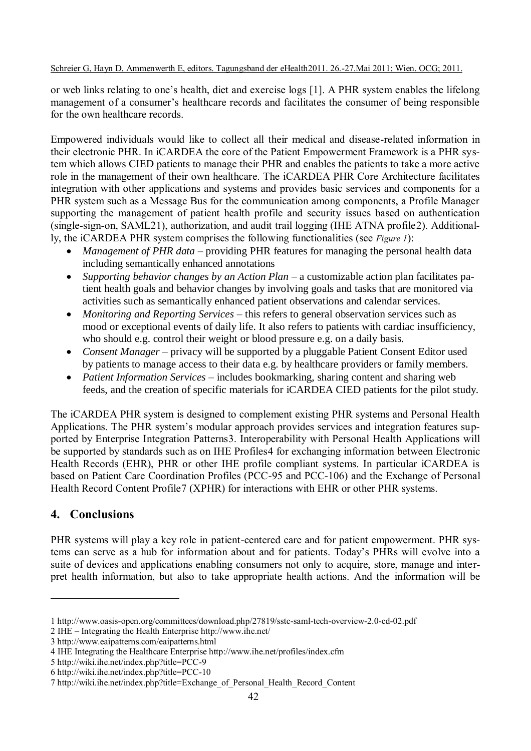or web links relating to one's health, diet and exercise logs [1]. A PHR system enables the lifelong management of a consumer's healthcare records and facilitates the consumer of being responsible for the own healthcare records.

Empowered individuals would like to collect all their medical and disease-related information in their electronic PHR. In iCARDEA the core of the Patient Empowerment Framework is a PHR system which allows CIED patients to manage their PHR and enables the patients to take a more active role in the management of their own healthcare. The iCARDEA PHR Core Architecture facilitates integration with other applications and systems and provides basic services and components for a PHR system such as a Message Bus for the communication among components, a Profile Manager supporting the management of patient health profile and security issues based on authentication (single-sign-on, SAML2[1]), authorization, and audit trail logging (IHE ATNA profile[2]). Additionally, the iCARDEA PHR system comprises the following functionalities (see *Figure 1*):

- *Management of PHR data* – providing PHR features for managing the personal health data including semantically enhanced annotations
- *Supporting behavior changes by an Action Plan* – a customizable action plan facilitates patient health goals and behavior changes by involving goals and tasks that are monitored via activities such as semantically enhanced patient observations and calendar services.
- *Monitoring and Reporting Services* – this refers to general observation services such as mood or exceptional events of daily life. It also refers to patients with cardiac insufficiency, who should e.g. control their weight or blood pressure e.g. on a daily basis.
- *Consent Manager* – privacy will be supported by a pluggable Patient Consent Editor used by patients to manage access to their data e.g. by healthcare providers or family members.
- *Patient Information Services* – includes bookmarking, sharing content and sharing web feeds, and the creation of specific materials for iCARDEA CIED patients for the pilot study.

The iCARDEA PHR system is designed to complement existing PHR systems and Personal Health Applications. The PHR system's modular approach provides services and integration features supported by Enterprise Integration Patterns[3]. Interoperability with Personal Health Applications will be supported by standards such as on IHE Profiles[4] for exchanging information between Electronic Health Records (EHR), PHR or other IHE profile compliant systems. In particular iCARDEA is based on Patient Care Coordination Profiles (PCC-9[5] and PCC-10[6]) and the Exchange of Personal Health Record Content Profile[7] (XPHR) for interactions with EHR or other PHR systems.

## 4. Conclusions

PHR systems will play a key role in patient-centered care and for patient empowerment. PHR systems can serve as a hub for information about and for patients. Today's PHRs will evolve into a suite of devices and applications enabling consumers not only to acquire, store, manage and interpret health information, but also to take appropriate health actions. And the information will be

---

1 http://www.oasis-open.org/committees/download.php/27819/sstc-saml-tech-overview-2.0-cd-02.pdf
2 IHE – Integrating the Health Enterprise http://www.ihe.net/
3 http://www.eaipatterns.com/eaipatterns.html
4 IHE Integrating the Healthcare Enterprise http://www.ihe.net/profiles/index.cfm
5 http://wiki.ihe.net/index.php?title=PCC-9
6 http://wiki.ihe.net/index.php?title=PCC-10
7 http://wiki.ihe.net/index.php?title=Exchange_of_Personal_Health_Record_Content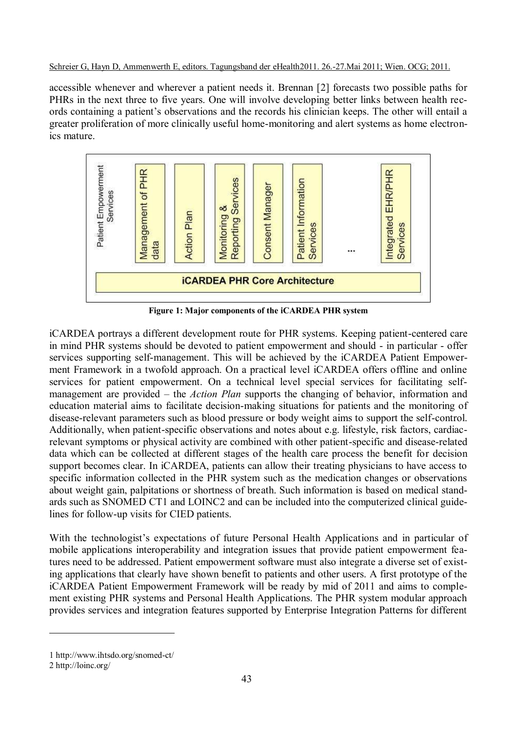accessible whenever and wherever a patient needs it. Brennan [2] forecasts two possible paths for PHRs in the next three to five years. One will involve developing better links between health records containing a patient's observations and the records his clinician keeps. The other will entail a greater proliferation of more clinically useful home-monitoring and alert systems as home electronics mature.

Patient Empowerment Services: Management of PHR data | Action Plan | Monitoring & Reporting Services | Consent Manager | Patient Information Services | ... | Integrated EHR/PHR Services

iCARDEA PHR Core Architecture

**Figure 1: Major components of the iCARDEA PHR system**

iCARDEA portrays a different development route for PHR systems. Keeping patient-centered care in mind PHR systems should be devoted to patient empowerment and should - in particular - offer services supporting self-management. This will be achieved by the iCARDEA Patient Empowerment Framework in a twofold approach. On a practical level iCARDEA offers offline and online services for patient empowerment. On a technical level special services for facilitating self-management are provided – the *Action Plan* supports the changing of behavior, information and education material aims to facilitate decision-making situations for patients and the monitoring of disease-relevant parameters such as blood pressure or body weight aims to support the self-control. Additionally, when patient-specific observations and notes about e.g. lifestyle, risk factors, cardiac-relevant symptoms or physical activity are combined with other patient-specific and disease-related data which can be collected at different stages of the health care process the benefit for decision support becomes clear. In iCARDEA, patients can allow their treating physicians to have access to specific information collected in the PHR system such as the medication changes or observations about weight gain, palpitations or shortness of breath. Such information is based on medical standards such as SNOMED CT[1] and LOINC[2] and can be included into the computerized clinical guidelines for follow-up visits for CIED patients.

With the technologist's expectations of future Personal Health Applications and in particular of mobile applications interoperability and integration issues that provide patient empowerment features need to be addressed. Patient empowerment software must also integrate a diverse set of existing applications that clearly have shown benefit to patients and other users. A first prototype of the iCARDEA Patient Empowerment Framework will be ready by mid of 2011 and aims to complement existing PHR systems and Personal Health Applications. The PHR system modular approach provides services and integration features supported by Enterprise Integration Patterns for different

---

1 http://www.ihtsdo.org/snomed-ct/

2 http://loinc.org/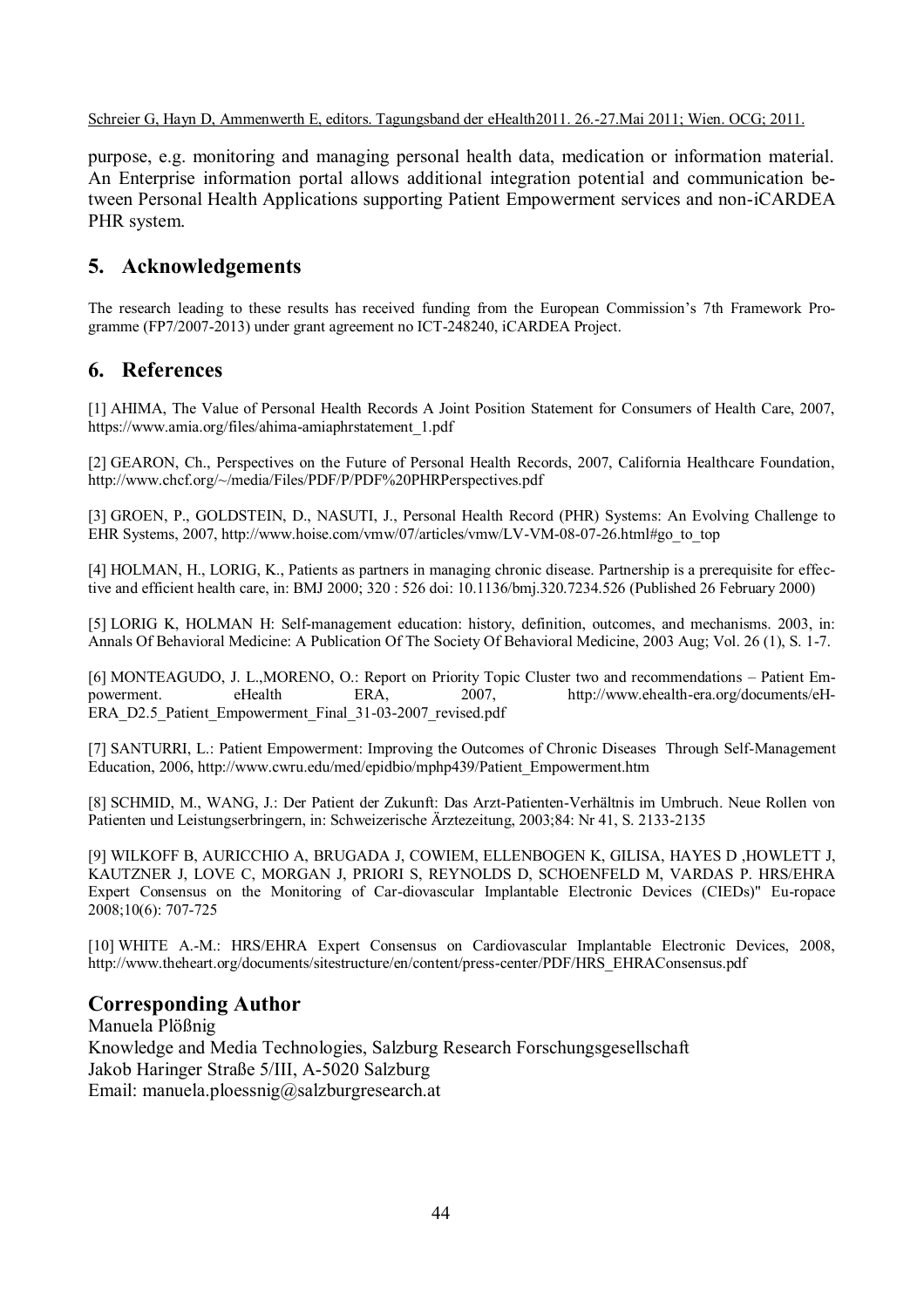purpose, e.g. monitoring and managing personal health data, medication or information material. An Enterprise information portal allows additional integration potential and communication between Personal Health Applications supporting Patient Empowerment services and non-iCARDEA PHR system.

## 5. Acknowledgements

The research leading to these results has received funding from the European Commission's 7th Framework Programme (FP7/2007-2013) under grant agreement no ICT-248240, iCARDEA Project.

## 6. References

[1] AHIMA, The Value of Personal Health Records A Joint Position Statement for Consumers of Health Care, 2007, https://www.amia.org/files/ahima-amiaphrstatement_1.pdf

[2] GEARON, Ch., Perspectives on the Future of Personal Health Records, 2007, California Healthcare Foundation, http://www.chcf.org/~/media/Files/PDF/P/PDF%20PHRPerspectives.pdf

[3] GROEN, P., GOLDSTEIN, D., NASUTI, J., Personal Health Record (PHR) Systems: An Evolving Challenge to EHR Systems, 2007, http://www.hoise.com/vmw/07/articles/vmw/LV-VM-08-07-26.html#go_to_top

[4] HOLMAN, H., LORIG, K., Patients as partners in managing chronic disease. Partnership is a prerequisite for effective and efficient health care, in: BMJ 2000; 320 : 526 doi: 10.1136/bmj.320.7234.526 (Published 26 February 2000)

[5] LORIG K, HOLMAN H: Self-management education: history, definition, outcomes, and mechanisms. 2003, in: Annals Of Behavioral Medicine: A Publication Of The Society Of Behavioral Medicine, 2003 Aug; Vol. 26 (1), S. 1-7.

[6] MONTEAGUDO, J. L.,MORENO, O.: Report on Priority Topic Cluster two and recommendations – Patient Empowerment. eHealth ERA, 2007, http://www.ehealth-era.org/documents/eH-ERA_D2.5_Patient_Empowerment_Final_31-03-2007_revised.pdf

[7] SANTURRI, L.: Patient Empowerment: Improving the Outcomes of Chronic Diseases Through Self-Management Education, 2006, http://www.cwru.edu/med/epidbio/mphp439/Patient_Empowerment.htm

[8] SCHMID, M., WANG, J.: Der Patient der Zukunft: Das Arzt-Patienten-Verhältnis im Umbruch. Neue Rollen von Patienten und Leistungserbringern, in: Schweizerische Ärztezeitung, 2003;84: Nr 41, S. 2133-2135

[9] WILKOFF B, AURICCHIO A, BRUGADA J, COWIEM, ELLENBOGEN K, GILISA, HAYES D ,HOWLETT J, KAUTZNER J, LOVE C, MORGAN J, PRIORI S, REYNOLDS D, SCHOENFELD M, VARDAS P. HRS/EHRA Expert Consensus on the Monitoring of Car-diovascular Implantable Electronic Devices (CIEDs)" Eu-ropace 2008;10(6): 707-725

[10] WHITE A.-M.: HRS/EHRA Expert Consensus on Cardiovascular Implantable Electronic Devices, 2008, http://www.theheart.org/documents/sitestructure/en/content/press-center/PDF/HRS_EHRAConsensus.pdf

## Corresponding Author

Manuela Plößnig
Knowledge and Media Technologies, Salzburg Research Forschungsgesellschaft
Jakob Haringer Straße 5/III, A-5020 Salzburg
Email: manuela.ploessnig@salzburgresearch.at